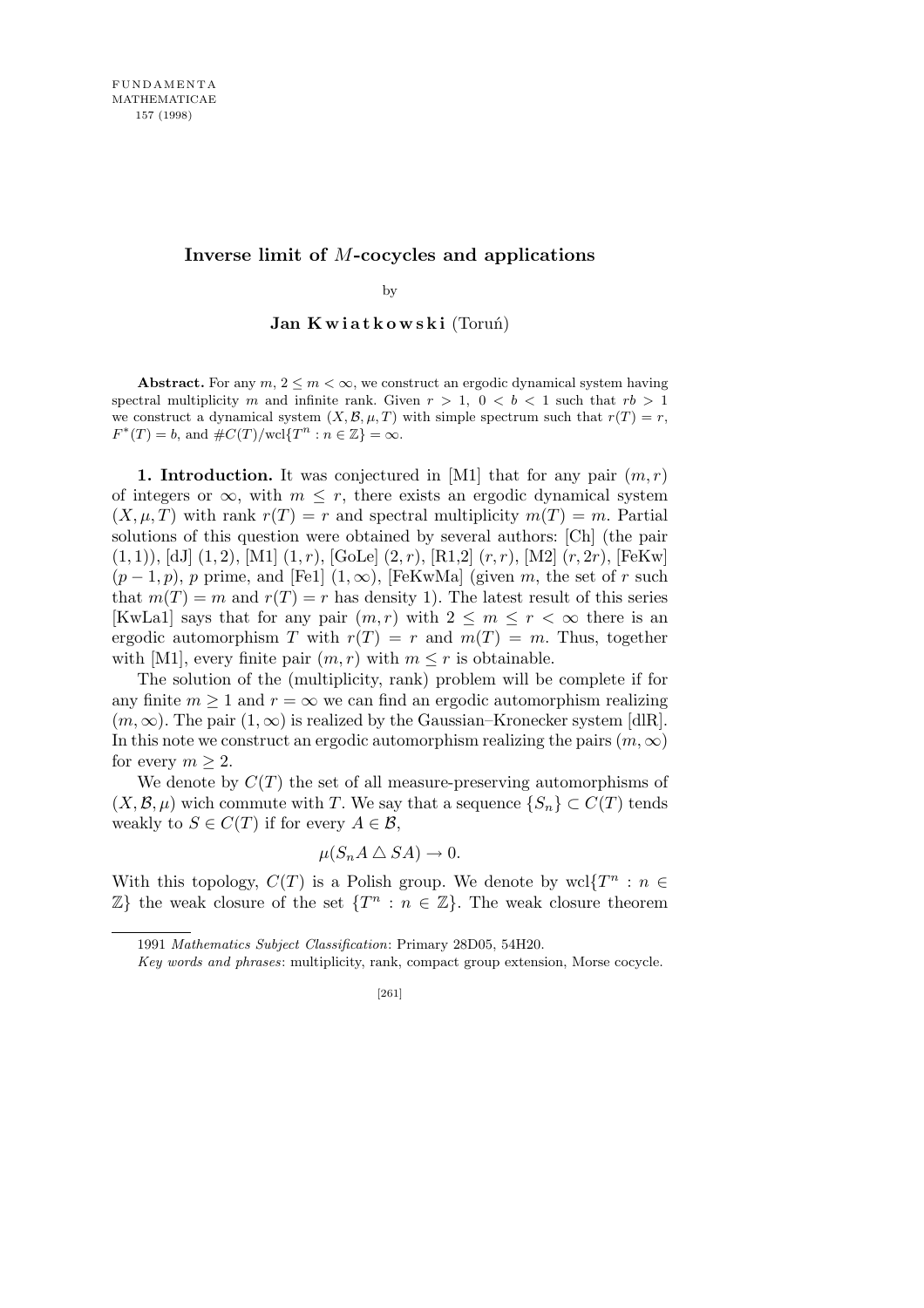# Inverse limit of $M$-cocycles and applications

by

**Jan Kwiatkowski** (Toruń)

**Abstract.** For any $m$, $2 \le m < \infty$, we construct an ergodic dynamical system having spectral multiplicity $m$ and infinite rank. Given $r > 1$, $0 < b < 1$ such that $rb > 1$ we construct a dynamical system $(X, \mathcal{B}, \mu, T)$ with simple spectrum such that $r(T) = r$, $F^*(T) = b$, and $\#C(T)/\mathrm{wcl}\{T^n : n \in \mathbb{Z}\} = \infty$.

**1. Introduction.** It was conjectured in [M1] that for any pair $(m, r)$ of integers or $\infty$, with $m \le r$, there exists an ergodic dynamical system $(X, \mu, T)$ with rank $r(T) = r$ and spectral multiplicity $m(T) = m$. Partial solutions of this question were obtained by several authors: [Ch] (the pair $(1, 1)$), [dJ] $(1, 2)$, [M1] $(1, r)$, [GoLe] $(2, r)$, [R1,2] $(r, r)$, [M2] $(r, 2r)$, [FeKw] $(p-1, p)$, $p$ prime, and [Fe1] $(1, \infty)$, [FeKwMa] (given $m$, the set of $r$ such that $m(T) = m$ and $r(T) = r$ has density 1). The latest result of this series [KwLa1] says that for any pair $(m, r)$ with $2 \le m \le r < \infty$ there is an ergodic automorphism $T$ with $r(T) = r$ and $m(T) = m$. Thus, together with [M1], every finite pair $(m, r)$ with $m \le r$ is obtainable.

The solution of the (multiplicity, rank) problem will be complete if for any finite $m \ge 1$ and $r = \infty$ we can find an ergodic automorphism realizing $(m, \infty)$. The pair $(1, \infty)$ is realized by the Gaussian–Kronecker system [dlR]. In this note we construct an ergodic automorphism realizing the pairs $(m, \infty)$ for every $m \ge 2$.

We denote by $C(T)$ the set of all measure-preserving automorphisms of $(X, \mathcal{B}, \mu)$ wich commute with $T$. We say that a sequence $\{S_n\} \subset C(T)$ tends weakly to $S \in C(T)$ if for every $A \in \mathcal{B}$,

$$\mu(S_n A \triangle SA) \to 0.$$

With this topology, $C(T)$ is a Polish group. We denote by $\mathrm{wcl}\{T^n : n \in \mathbb{Z}\}$ the weak closure of the set $\{T^n : n \in \mathbb{Z}\}$. The weak closure theorem

---

1991 *Mathematics Subject Classification*: Primary 28D05, 54H20.

*Key words and phrases*: multiplicity, rank, compact group extension, Morse cocycle.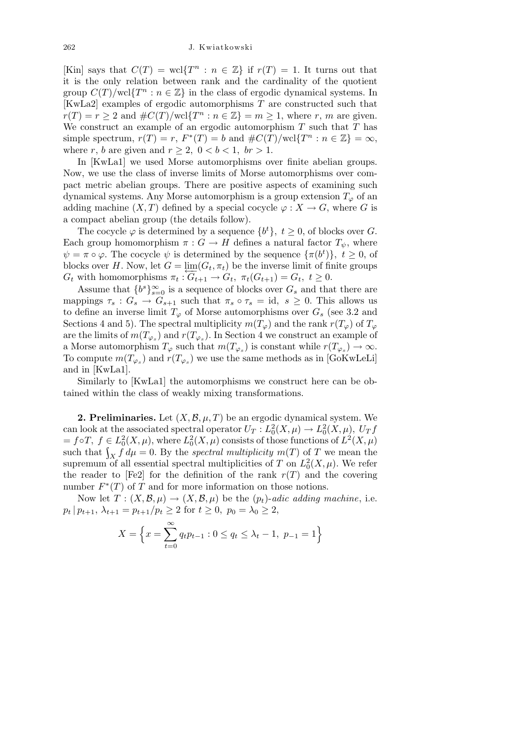[Kin] says that $C(T) = \mathrm{wcl}\{T^n : n \in \mathbb{Z}\}$ if $r(T) = 1$. It turns out that it is the only relation between rank and the cardinality of the quotient group $C(T)/\mathrm{wcl}\{T^n : n \in \mathbb{Z}\}$ in the class of ergodic dynamical systems. In [KwLa2] examples of ergodic automorphisms $T$ are constructed such that $r(T) = r \geq 2$ and $\#C(T)/\mathrm{wcl}\{T^n : n \in \mathbb{Z}\} = m \geq 1$, where $r$, $m$ are given. We construct an example of an ergodic automorphism $T$ such that $T$ has simple spectrum, $r(T) = r$, $F^*(T) = b$ and $\#C(T)/\mathrm{wcl}\{T^n : n \in \mathbb{Z}\} = \infty$, where $r$, $b$ are given and $r \geq 2$, $0 < b < 1$, $br > 1$.

In [KwLa1] we used Morse automorphisms over finite abelian groups. Now, we use the class of inverse limits of Morse automorphisms over compact metric abelian groups. There are positive aspects of examining such dynamical systems. Any Morse automorphism is a group extension $T_\varphi$ of an adding machine $(X, T)$ defined by a special cocycle $\varphi : X \to G$, where $G$ is a compact abelian group (the details follow).

The cocycle $\varphi$ is determined by a sequence $\{b^t\}$, $t \geq 0$, of blocks over $G$. Each group homomorphism $\pi : G \to H$ defines a natural factor $T_\psi$, where $\psi = \pi \circ \varphi$. The cocycle $\psi$ is determined by the sequence $\{\pi(b^t)\}$, $t \geq 0$, of blocks over $H$. Now, let $G = \varprojlim(G_t, \pi_t)$ be the inverse limit of finite groups $G_t$ with homomorphisms $\pi_t : G_{t+1} \to G_t$, $\pi_t(G_{t+1}) = G_t$, $t \geq 0$.

Assume that $\{b^s\}_{s=0}^\infty$ is a sequence of blocks over $G_s$ and that there are mappings $\tau_s : G_s \to G_{s+1}$ such that $\pi_s \circ \tau_s = \mathrm{id}$, $s \geq 0$. This allows us to define an inverse limit $T_\varphi$ of Morse automorphisms over $G_s$ (see 3.2 and Sections 4 and 5). The spectral multiplicity $m(T_\varphi)$ and the rank $r(T_\varphi)$ of $T_\varphi$ are the limits of $m(T_{\varphi_s})$ and $r(T_{\varphi_s})$. In Section 4 we construct an example of a Morse automorphism $T_\varphi$ such that $m(T_{\varphi_s})$ is constant while $r(T_{\varphi_s}) \to \infty$. To compute $m(T_{\varphi_s})$ and $r(T_{\varphi_s})$ we use the same methods as in [GoKwLeLi] and in [KwLa1].

Similarly to [KwLa1] the automorphisms we construct here can be obtained within the class of weakly mixing transformations.

**2. Preliminaries.** Let $(X, \mathcal{B}, \mu, T)$ be an ergodic dynamical system. We can look at the associated spectral operator $U_T : L_0^2(X, \mu) \to L_0^2(X, \mu)$, $U_T f = f \circ T$, $f \in L_0^2(X, \mu)$, where $L_0^2(X, \mu)$ consists of those functions of $L^2(X, \mu)$ such that $\int_X f \, d\mu = 0$. By the *spectral multiplicity* $m(T)$ of $T$ we mean the supremum of all essential spectral multiplicities of $T$ on $L_0^2(X, \mu)$. We refer the reader to [Fe2] for the definition of the rank $r(T)$ and the covering number $F^*(T)$ of $T$ and for more information on those notions.

Now let $T : (X, \mathcal{B}, \mu) \to (X, \mathcal{B}, \mu)$ be the $(p_t)$*-adic adding machine*, i.e. $p_t \mid p_{t+1}$, $\lambda_{t+1} = p_{t+1}/p_t \geq 2$ for $t \geq 0$, $p_0 = \lambda_0 \geq 2$,

$$X = \Big\{ x = \sum_{t=0}^{\infty} q_t p_{t-1} : 0 \leq q_t \leq \lambda_t - 1,\ p_{-1} = 1 \Big\}$$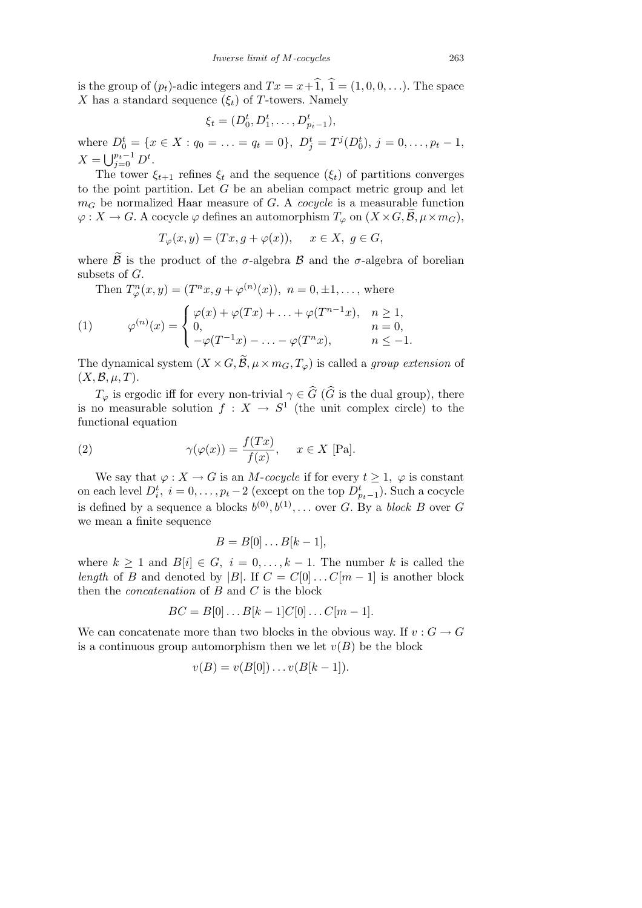is the group of $(p_t)$-adic integers and $Tx = x + \widehat{1}$, $\widehat{1} = (1, 0, 0, \ldots)$. The space $X$ has a standard sequence $(\xi_t)$ of $T$-towers. Namely

$$\xi_t = (D_0^t, D_1^t, \ldots, D_{p_t - 1}^t),$$

where $D_0^t = \{x \in X : q_0 = \ldots = q_t = 0\}$, $D_j^t = T^j(D_0^t)$, $j = 0, \ldots, p_t - 1$, $X = \bigcup_{j=0}^{p_t - 1} D^t$.

The tower $\xi_{t+1}$ refines $\xi_t$ and the sequence $(\xi_t)$ of partitions converges to the point partition. Let $G$ be an abelian compact metric group and let $m_G$ be normalized Haar measure of $G$. A *cocycle* is a measurable function $\varphi : X \to G$. A cocycle $\varphi$ defines an automorphism $T_\varphi$ on $(X \times G, \widetilde{\mathcal{B}}, \mu \times m_G)$,

$$T_\varphi(x, y) = (Tx, g + \varphi(x)), \quad x \in X, \ g \in G,$$

where $\widetilde{\mathcal{B}}$ is the product of the $\sigma$-algebra $\mathcal{B}$ and the $\sigma$-algebra of borelian subsets of $G$.

Then $T_\varphi^n(x, y) = (T^n x, g + \varphi^{(n)}(x))$, $n = 0, \pm 1, \ldots$, where

$$\varphi^{(n)}(x) = \begin{cases} \varphi(x) + \varphi(Tx) + \ldots + \varphi(T^{n-1}x), & n \geq 1, \\ 0, & n = 0, \\ -\varphi(T^{-1}x) - \ldots - \varphi(T^n x), & n \leq -1. \end{cases} \tag{1}$$

The dynamical system $(X \times G, \widetilde{\mathcal{B}}, \mu \times m_G, T_\varphi)$ is called a *group extension* of $(X, \mathcal{B}, \mu, T)$.

$T_\varphi$ is ergodic iff for every non-trivial $\gamma \in \widehat{G}$ ($\widehat{G}$ is the dual group), there is no measurable solution $f : X \to S^1$ (the unit complex circle) to the functional equation

$$\gamma(\varphi(x)) = \frac{f(Tx)}{f(x)}, \quad x \in X \text{ [Pa]}. \tag{2}$$

We say that $\varphi : X \to G$ is an *M-cocycle* if for every $t \geq 1$, $\varphi$ is constant on each level $D_i^t$, $i = 0, \ldots, p_t - 2$ (except on the top $D_{p_t - 1}^t$). Such a cocycle is defined by a sequence a blocks $b^{(0)}, b^{(1)}, \ldots$ over $G$. By a *block* $B$ over $G$ we mean a finite sequence

$$B = B[0] \ldots B[k-1],$$

where $k \geq 1$ and $B[i] \in G$, $i = 0, \ldots, k-1$. The number $k$ is called the *length* of $B$ and denoted by $|B|$. If $C = C[0] \ldots C[m-1]$ is another block then the *concatenation* of $B$ and $C$ is the block

$$BC = B[0] \ldots B[k-1] C[0] \ldots C[m-1].$$

We can concatenate more than two blocks in the obvious way. If $v : G \to G$ is a continuous group automorphism then we let $v(B)$ be the block

$$v(B) = v(B[0]) \ldots v(B[k-1]).$$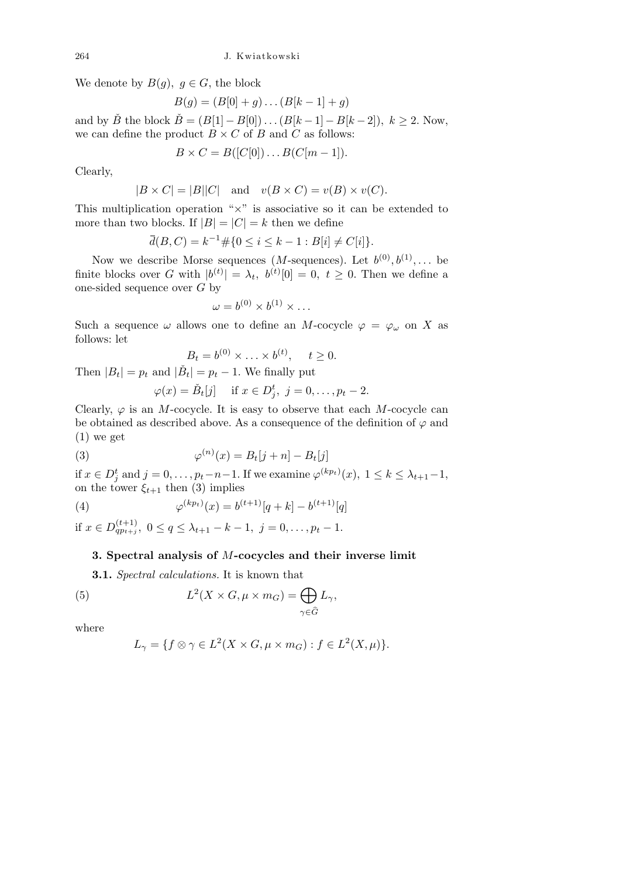We denote by $B(g),\ g \in G$, the block

$$B(g) = (B[0] + g) \dots (B[k-1] + g)$$

and by $\check{B}$ the block $\check{B} = (B[1] - B[0]) \dots (B[k-1] - B[k-2]),\ k \geq 2$. Now, we can define the product $B \times C$ of $B$ and $C$ as follows:

$$B \times C = B([C[0]) \dots B(C[m-1]).$$

Clearly,

$$|B \times C| = |B||C| \quad \text{and} \quad v(B \times C) = v(B) \times v(C).$$

This multiplication operation "$\times$" is associative so it can be extended to more than two blocks. If $|B| = |C| = k$ then we define

$$\overline{d}(B, C) = k^{-1} \#\{0 \leq i \leq k-1 : B[i] \neq C[i]\}.$$

Now we describe Morse sequences ($M$-sequences). Let $b^{(0)}, b^{(1)}, \dots$ be finite blocks over $G$ with $|b^{(t)}| = \lambda_t,\ b^{(t)}[0] = 0,\ t \geq 0$. Then we define a one-sided sequence over $G$ by

$$\omega = b^{(0)} \times b^{(1)} \times \dots$$

Such a sequence $\omega$ allows one to define an $M$-cocycle $\varphi = \varphi_\omega$ on $X$ as follows: let

$$B_t = b^{(0)} \times \dots \times b^{(t)}, \quad t \geq 0.$$

Then $|B_t| = p_t$ and $|\check{B}_t| = p_t - 1$. We finally put

$$\varphi(x) = \check{B}_t[j] \quad \text{if } x \in D_j^t,\ j = 0, \dots, p_t - 2.$$

Clearly, $\varphi$ is an $M$-cocycle. It is easy to observe that each $M$-cocycle can be obtained as described above. As a consequence of the definition of $\varphi$ and (1) we get

$$\varphi^{(n)}(x) = B_t[j+n] - B_t[j] \tag{3}$$

if $x \in D_j^t$ and $j = 0, \dots, p_t - n - 1$. If we examine $\varphi^{(kp_t)}(x),\ 1 \leq k \leq \lambda_{t+1} - 1$, on the tower $\xi_{t+1}$ then (3) implies

$$\varphi^{(kp_t)}(x) = b^{(t+1)}[q+k] - b^{(t+1)}[q] \tag{4}$$

if $x \in D_{qp_t+j}^{(t+1)},\ 0 \leq q \leq \lambda_{t+1} - k - 1,\ j = 0, \dots, p_t - 1$.

## 3. Spectral analysis of $M$-cocycles and their inverse limit

**3.1.** *Spectral calculations.* It is known that

$$L^2(X \times G, \mu \times m_G) = \bigoplus_{\gamma \in \widehat{G}} L_\gamma, \tag{5}$$

where

$$L_\gamma = \{f \otimes \gamma \in L^2(X \times G, \mu \times m_G) : f \in L^2(X, \mu)\}.$$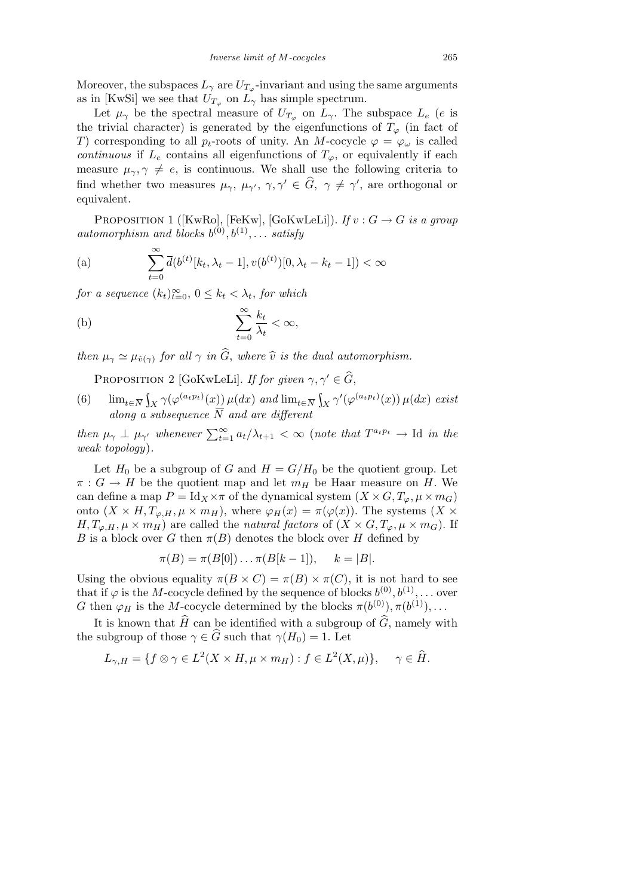Moreover, the subspaces $L_\gamma$ are $U_{T_\varphi}$-invariant and using the same arguments as in [KwSi] we see that $U_{T_\varphi}$ on $L_\gamma$ has simple spectrum.

Let $\mu_\gamma$ be the spectral measure of $U_{T_\varphi}$ on $L_\gamma$. The subspace $L_e$ ($e$ is the trivial character) is generated by the eigenfunctions of $T_\varphi$ (in fact of $T$) corresponding to all $p_t$-roots of unity. An $M$-cocycle $\varphi = \varphi_\omega$ is called *continuous* if $L_e$ contains all eigenfunctions of $T_\varphi$, or equivalently if each measure $\mu_\gamma, \gamma \neq e$, is continuous. We shall use the following criteria to find whether two measures $\mu_\gamma$, $\mu_{\gamma'}$, $\gamma, \gamma' \in \widehat{G}$, $\gamma \neq \gamma'$, are orthogonal or equivalent.

Proposition 1 ([KwRo], [FeKw], [GoKwLeLi]). *If $v : G \to G$ is a group automorphism and blocks $b^{(0)}, b^{(1)}, \ldots$ satisfy*

$$\text{(a)} \qquad \sum_{t=0}^{\infty} \overline{d}(b^{(t)}[k_t, \lambda_t - 1], v(b^{(t)})[0, \lambda_t - k_t - 1]) < \infty$$

*for a sequence $(k_t)_{t=0}^{\infty}$, $0 \le k_t < \lambda_t$, for which*

$$\text{(b)} \qquad \sum_{t=0}^{\infty} \frac{k_t}{\lambda_t} < \infty,$$

*then $\mu_\gamma \simeq \mu_{\widehat{v}(\gamma)}$ for all $\gamma$ in $\widehat{G}$, where $\widehat{v}$ is the dual automorphism.*

Proposition 2 [GoKwLeLi]. *If for given $\gamma, \gamma' \in \widehat{G}$,*

(6) $\quad \lim_{t\in\overline{N}} \int_X \gamma(\varphi^{(a_t p_t)}(x))\,\mu(dx)$ *and* $\lim_{t\in\overline{N}} \int_X \gamma'(\varphi^{(a_t p_t)}(x))\,\mu(dx)$ *exist along a subsequence $\overline{N}$ and are different*

*then $\mu_\gamma \perp \mu_{\gamma'}$ whenever $\sum_{t=1}^{\infty} a_t/\lambda_{t+1} < \infty$ (note that $T^{a_t p_t} \to \mathrm{Id}$ in the weak topology).*

Let $H_0$ be a subgroup of $G$ and $H = G/H_0$ be the quotient group. Let $\pi : G \to H$ be the quotient map and let $m_H$ be Haar measure on $H$. We can define a map $P = \mathrm{Id}_X \times \pi$ of the dynamical system $(X \times G, T_\varphi, \mu \times m_G)$ onto $(X \times H, T_{\varphi,H}, \mu \times m_H)$, where $\varphi_H(x) = \pi(\varphi(x))$. The systems $(X \times H, T_{\varphi,H}, \mu \times m_H)$ are called the *natural factors* of $(X \times G, T_\varphi, \mu \times m_G)$. If $B$ is a block over $G$ then $\pi(B)$ denotes the block over $H$ defined by

$$\pi(B) = \pi(B[0]) \ldots \pi(B[k-1]), \qquad k = |B|.$$

Using the obvious equality $\pi(B \times C) = \pi(B) \times \pi(C)$, it is not hard to see that if $\varphi$ is the $M$-cocycle defined by the sequence of blocks $b^{(0)}, b^{(1)}, \ldots$ over $G$ then $\varphi_H$ is the $M$-cocycle determined by the blocks $\pi(b^{(0)}), \pi(b^{(1)}), \ldots$

It is known that $\widehat{H}$ can be identified with a subgroup of $\widehat{G}$, namely with the subgroup of those $\gamma \in \widehat{G}$ such that $\gamma(H_0) = 1$. Let

$$L_{\gamma,H} = \{f \otimes \gamma \in L^2(X \times H, \mu \times m_H) : f \in L^2(X, \mu)\}, \qquad \gamma \in \widehat{H}.$$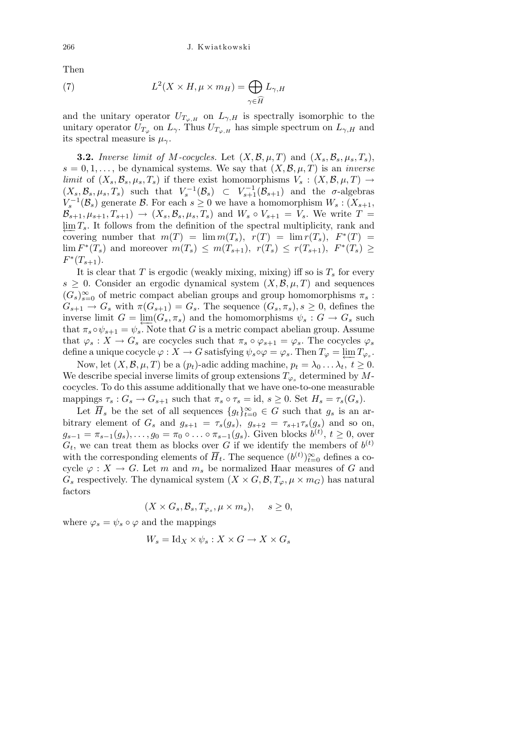Then

$$L^2(X \times H, \mu \times m_H) = \bigoplus_{\gamma \in \widehat{H}} L_{\gamma,H} \tag{7}$$

and the unitary operator $U_{T_{\varphi,H}}$ on $L_{\gamma,H}$ is spectrally isomorphic to the unitary operator $U_{T_\varphi}$ on $L_\gamma$. Thus $U_{T_{\varphi,H}}$ has simple spectrum on $L_{\gamma,H}$ and its spectral measure is $\mu_\gamma$.

**3.2.** *Inverse limit of $M$-cocycles.* Let $(X,\mathcal{B},\mu,T)$ and $(X_s,\mathcal{B}_s,\mu_s,T_s)$, $s = 0,1,\ldots$, be dynamical systems. We say that $(X,\mathcal{B},\mu,T)$ is an *inverse limit* of $(X_s,\mathcal{B}_s,\mu_s,T_s)$ if there exist homomorphisms $V_s : (X,\mathcal{B},\mu,T) \to (X_s,\mathcal{B}_s,\mu_s,T_s)$ such that $V_s^{-1}(\mathcal{B}_s) \subset V_{s+1}^{-1}(\mathcal{B}_{s+1})$ and the $\sigma$-algebras $V_s^{-1}(\mathcal{B}_s)$ generate $\mathcal{B}$. For each $s \geq 0$ we have a homomorphism $W_s : (X_{s+1}, \mathcal{B}_{s+1}, \mu_{s+1}, T_{s+1}) \to (X_s,\mathcal{B}_s,\mu_s,T_s)$ and $W_s \circ V_{s+1} = V_s$. We write $T = \varprojlim T_s$. It follows from the definition of the spectral multiplicity, rank and covering number that $m(T) = \lim m(T_s)$, $r(T) = \lim r(T_s)$, $F^*(T) = \lim F^*(T_s)$ and moreover $m(T_s) \leq m(T_{s+1})$, $r(T_s) \leq r(T_{s+1})$, $F^*(T_s) \geq F^*(T_{s+1})$.

It is clear that $T$ is ergodic (weakly mixing, mixing) iff so is $T_s$ for every $s \geq 0$. Consider an ergodic dynamical system $(X,\mathcal{B},\mu,T)$ and sequences $(G_s)_{s=0}^\infty$ of metric compact abelian groups and group homomorphisms $\pi_s : G_{s+1} \to G_s$ with $\pi(G_{s+1}) = G_s$. The sequence $(G_s,\pi_s)$, $s \geq 0$, defines the inverse limit $G = \varprojlim(G_s,\pi_s)$ and the homomorphisms $\psi_s : G \to G_s$ such that $\pi_s \circ \psi_{s+1} = \psi_s$. Note that $G$ is a metric compact abelian group. Assume that $\varphi_s : X \to G_s$ are cocycles such that $\pi_s \circ \varphi_{s+1} = \varphi_s$. The cocycles $\varphi_s$ define a unique cocycle $\varphi : X \to G$ satisfying $\psi_s \circ \varphi = \varphi_s$. Then $T_\varphi = \varprojlim T_{\varphi_s}$.

Now, let $(X,\mathcal{B},\mu,T)$ be a $(p_t)$-adic adding machine, $p_t = \lambda_0 \ldots \lambda_t$, $t \geq 0$. We describe special inverse limits of group extensions $T_{\varphi_s}$ determined by $M$-cocycles. To do this assume additionally that we have one-to-one measurable mappings $\tau_s : G_s \to G_{s+1}$ such that $\pi_s \circ \tau_s = \mathrm{id}$, $s \geq 0$. Set $H_s = \tau_s(G_s)$.

Let $\overline{H}_s$ be the set of all sequences $\{g_t\}_{t=0}^\infty \in G$ such that $g_s$ is an arbitrary element of $G_s$ and $g_{s+1} = \tau_s(g_s)$, $g_{s+2} = \tau_{s+1}\tau_s(g_s)$ and so on, $g_{s-1} = \pi_{s-1}(g_s), \ldots, g_0 = \pi_0 \circ \ldots \circ \pi_{s-1}(g_s)$. Given blocks $b^{(t)}$, $t \geq 0$, over $G_t$, we can treat them as blocks over $G$ if we identify the members of $b^{(t)}$ with the corresponding elements of $\overline{H}_t$. The sequence $(b^{(t)})_{t=0}^\infty$ defines a cocycle $\varphi : X \to G$. Let $m$ and $m_s$ be normalized Haar measures of $G$ and $G_s$ respectively. The dynamical system $(X \times G, \mathcal{B}, T_\varphi, \mu \times m_G)$ has natural factors

$$(X \times G_s, \mathcal{B}_s, T_{\varphi_s}, \mu \times m_s), \quad s \geq 0,$$

where $\varphi_s = \psi_s \circ \varphi$ and the mappings

$$W_s = \mathrm{Id}_X \times \psi_s : X \times G \to X \times G_s$$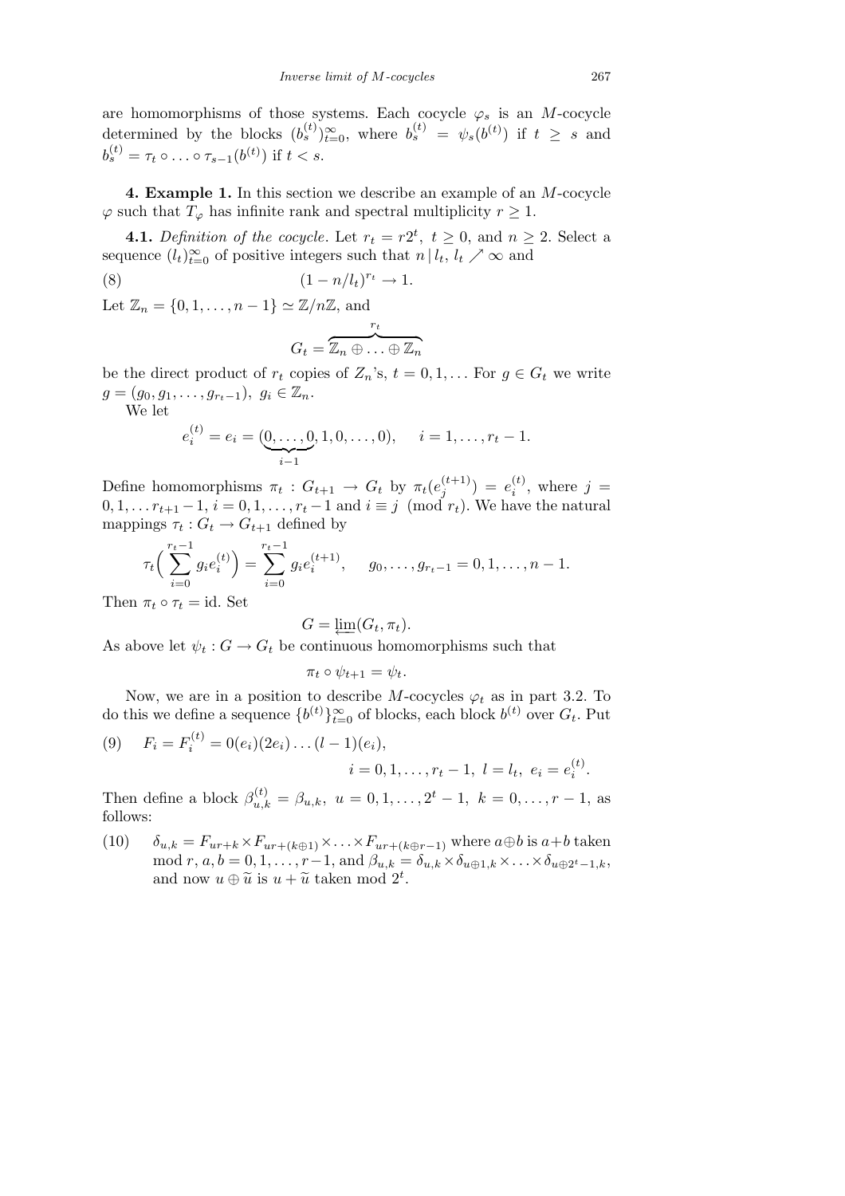are homomorphisms of those systems. Each cocycle $\varphi_s$ is an $M$-cocycle determined by the blocks $(b_s^{(t)})_{t=0}^{\infty}$, where $b_s^{(t)} = \psi_s(b^{(t)})$ if $t \geq s$ and $b_s^{(t)} = \tau_t \circ \ldots \circ \tau_{s-1}(b^{(t)})$ if $t < s$.

**4. Example 1.** In this section we describe an example of an $M$-cocycle $\varphi$ such that $T_\varphi$ has infinite rank and spectral multiplicity $r \geq 1$.

**4.1.** *Definition of the cocycle.* Let $r_t = r2^t$, $t \geq 0$, and $n \geq 2$. Select a sequence $(l_t)_{t=0}^{\infty}$ of positive integers such that $n \mid l_t$, $l_t \nearrow \infty$ and

$$(1 - n/l_t)^{r_t} \to 1. \tag{8}$$

Let $\mathbb{Z}_n = \{0, 1, \ldots, n-1\} \simeq \mathbb{Z}/n\mathbb{Z}$, and

$$G_t = \overbrace{\mathbb{Z}_n \oplus \ldots \oplus \mathbb{Z}_n}^{r_t}$$

be the direct product of $r_t$ copies of $Z_n$'s, $t = 0, 1, \ldots$ For $g \in G_t$ we write $g = (g_0, g_1, \ldots, g_{r_t - 1})$, $g_i \in \mathbb{Z}_n$.

We let

$$e_i^{(t)} = e_i = (\underbrace{0, \ldots, 0}_{i-1}, 1, 0, \ldots, 0), \quad i = 1, \ldots, r_t - 1.$$

Define homomorphisms $\pi_t : G_{t+1} \to G_t$ by $\pi_t(e_j^{(t+1)}) = e_i^{(t)}$, where $j = 0, 1, \ldots r_{t+1} - 1$, $i = 0, 1, \ldots, r_t - 1$ and $i \equiv j \pmod{r_t}$. We have the natural mappings $\tau_t : G_t \to G_{t+1}$ defined by

$$\tau_t\Big(\sum_{i=0}^{r_t - 1} g_i e_i^{(t)}\Big) = \sum_{i=0}^{r_t - 1} g_i e_i^{(t+1)}, \quad g_0, \ldots, g_{r_t - 1} = 0, 1, \ldots, n-1.$$

Then $\pi_t \circ \tau_t = \mathrm{id}$. Set

$$G = \varprojlim (G_t, \pi_t).$$

As above let $\psi_t : G \to G_t$ be continuous homomorphisms such that

$$\pi_t \circ \psi_{t+1} = \psi_t.$$

Now, we are in a position to describe $M$-cocycles $\varphi_t$ as in part 3.2. To do this we define a sequence $\{b^{(t)}\}_{t=0}^{\infty}$ of blocks, each block $b^{(t)}$ over $G_t$. Put

$$F_i = F_i^{(t)} = 0(e_i)(2e_i)\ldots(l-1)(e_i), \qquad i = 0, 1, \ldots, r_t - 1,\ l = l_t,\ e_i = e_i^{(t)}. \tag{9}$$

Then define a block $\beta_{u,k}^{(t)} = \beta_{u,k}$, $u = 0, 1, \ldots, 2^t - 1$, $k = 0, \ldots, r-1$, as follows:

(10) $\delta_{u,k} = F_{ur+k} \times F_{ur+(k \oplus 1)} \times \ldots \times F_{ur+(k \oplus r-1)}$ where $a \oplus b$ is $a+b$ taken mod $r$, $a, b = 0, 1, \ldots, r-1$, and $\beta_{u,k} = \delta_{u,k} \times \delta_{u \oplus 1, k} \times \ldots \times \delta_{u \oplus 2^t - 1, k}$, and now $u \oplus \widetilde{u}$ is $u + \widetilde{u}$ taken mod $2^t$.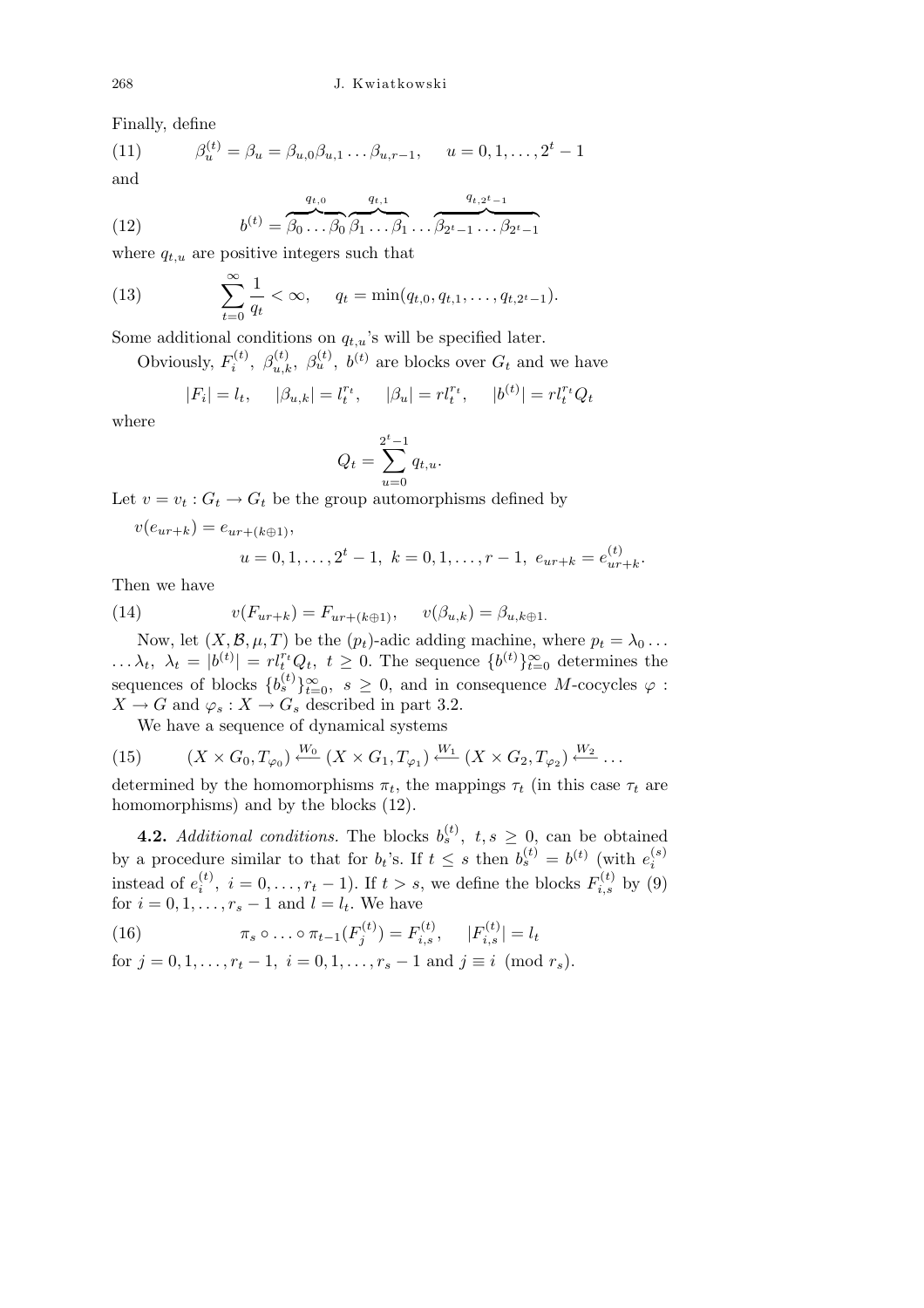Finally, define

$$\beta_u^{(t)} = \beta_u = \beta_{u,0}\beta_{u,1}\ldots\beta_{u,r-1}, \quad u = 0,1,\ldots,2^t-1 \tag{11}$$

and

$$b^{(t)} = \overbrace{\beta_0\ldots\beta_0}^{q_{t,0}}\overbrace{\beta_1\ldots\beta_1}^{q_{t,1}}\ldots\overbrace{\beta_{2^t-1}\ldots\beta_{2^t-1}}^{q_{t,2^t-1}} \tag{12}$$

where $q_{t,u}$ are positive integers such that

$$\sum_{t=0}^{\infty}\frac{1}{q_t} < \infty, \quad q_t = \min(q_{t,0}, q_{t,1}, \ldots, q_{t,2^t-1}). \tag{13}$$

Some additional conditions on $q_{t,u}$'s will be specified later.

Obviously, $F_i^{(t)}$, $\beta_{u,k}^{(t)}$, $\beta_u^{(t)}$, $b^{(t)}$ are blocks over $G_t$ and we have

$$|F_i| = l_t, \quad |\beta_{u,k}| = l_t^{r_t}, \quad |\beta_u| = rl_t^{r_t}, \quad |b^{(t)}| = rl_t^{r_t}Q_t$$

where

$$Q_t = \sum_{u=0}^{2^t-1} q_{t,u}.$$

Let $v = v_t : G_t \to G_t$ be the group automorphisms defined by

$$v(e_{ur+k}) = e_{ur+(k\oplus 1)},$$
$$u = 0,1,\ldots,2^t-1, \ k = 0,1,\ldots,r-1, \ e_{ur+k} = e_{ur+k}^{(t)}.$$

Then we have

$$v(F_{ur+k}) = F_{ur+(k\oplus 1)}, \quad v(\beta_{u,k}) = \beta_{u,k\oplus 1}. \tag{14}$$

Now, let $(X,\mathcal{B},\mu,T)$ be the $(p_t)$-adic adding machine, where $p_t = \lambda_0\ldots\lambda_t$, $\lambda_t = |b^{(t)}| = rl_t^{r_t}Q_t$, $t \geq 0$. The sequence $\{b^{(t)}\}_{t=0}^{\infty}$ determines the sequences of blocks $\{b_s^{(t)}\}_{t=0}^{\infty}$, $s \geq 0$, and in consequence $M$-cocycles $\varphi : X \to G$ and $\varphi_s : X \to G_s$ described in part 3.2.

We have a sequence of dynamical systems

$$(X\times G_0, T_{\varphi_0}) \xleftarrow{W_0} (X\times G_1, T_{\varphi_1}) \xleftarrow{W_1} (X\times G_2, T_{\varphi_2}) \xleftarrow{W_2} \ldots \tag{15}$$

determined by the homomorphisms $\pi_t$, the mappings $\tau_t$ (in this case $\tau_t$ are homomorphisms) and by the blocks (12).

**4.2.** *Additional conditions.* The blocks $b_s^{(t)}$, $t, s \geq 0$, can be obtained by a procedure similar to that for $b_t$'s. If $t \leq s$ then $b_s^{(t)} = b^{(t)}$ (with $e_i^{(s)}$ instead of $e_i^{(t)}$, $i = 0,\ldots,r_t-1$). If $t > s$, we define the blocks $F_{i,s}^{(t)}$ by (9) for $i = 0,1,\ldots,r_s-1$ and $l = l_t$. We have

$$\pi_s\circ\ldots\circ\pi_{t-1}(F_j^{(t)}) = F_{i,s}^{(t)}, \quad |F_{i,s}^{(t)}| = l_t \tag{16}$$

for $j = 0,1,\ldots,r_t-1$, $i = 0,1,\ldots,r_s-1$ and $j \equiv i \pmod{r_s}$.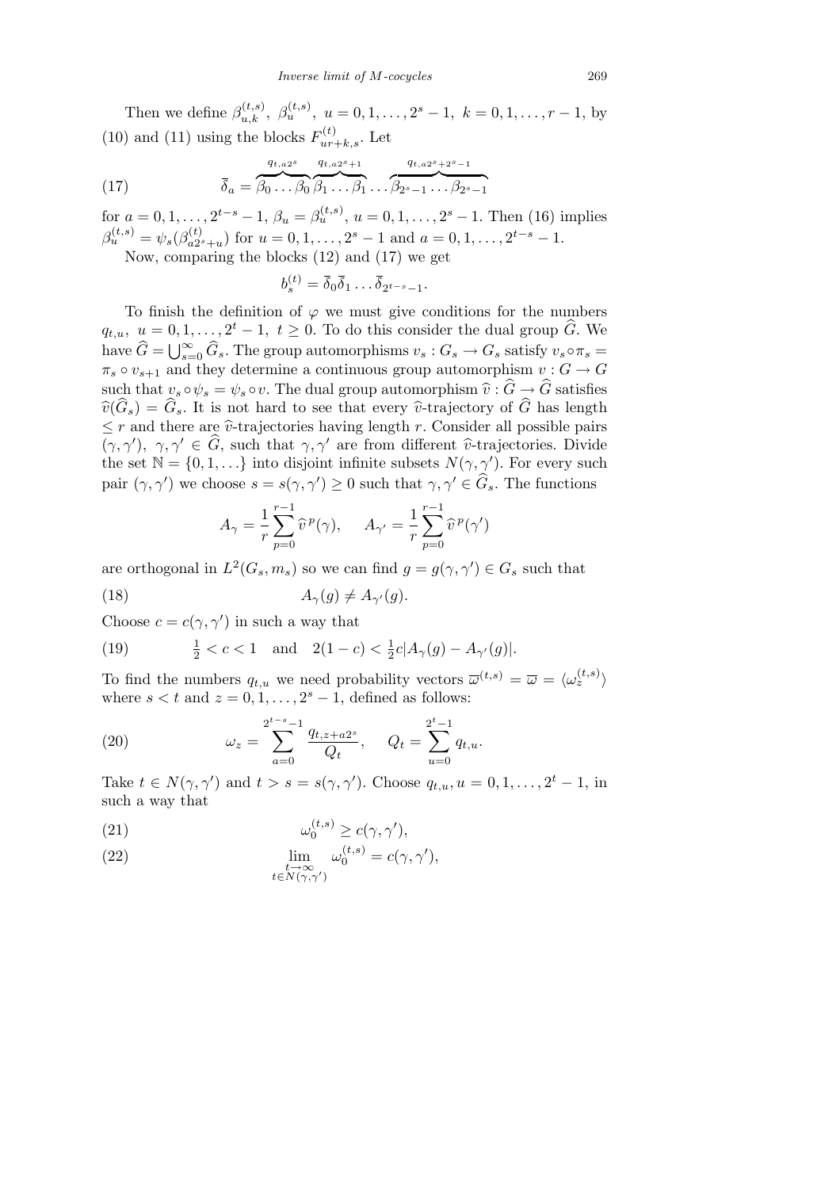Then we define $\beta_{u,k}^{(t,s)},\ \beta_u^{(t,s)},\ u = 0,1,\ldots,2^s-1,\ k = 0,1,\ldots,r-1$, by (10) and (11) using the blocks $F_{ur+k,s}^{(t)}$. Let

$$\overline{\delta}_a = \overbrace{\beta_0 \ldots \beta_0}^{q_{t,a2^s}} \overbrace{\beta_1 \ldots \beta_1}^{q_{t,a2^s+1}} \ldots \overbrace{\beta_{2^s-1} \ldots \beta_{2^s-1}}^{q_{t,a2^s+2^s-1}} \tag{17}$$

for $a = 0,1,\ldots,2^{t-s}-1$, $\beta_u = \beta_u^{(t,s)}$, $u = 0,1,\ldots,2^s-1$. Then (16) implies $\beta_u^{(t,s)} = \psi_s(\beta_{a2^s+u}^{(t)})$ for $u = 0,1,\ldots,2^s-1$ and $a = 0,1,\ldots,2^{t-s}-1$.

Now, comparing the blocks (12) and (17) we get

$$b_s^{(t)} = \overline{\delta}_0 \overline{\delta}_1 \ldots \overline{\delta}_{2^{t-s}-1}.$$

To finish the definition of $\varphi$ we must give conditions for the numbers $q_{t,u},\ u = 0,1,\ldots,2^t-1,\ t \geq 0$. To do this consider the dual group $\widehat{G}$. We have $\widehat{G} = \bigcup_{s=0}^{\infty} \widehat{G}_s$. The group automorphisms $v_s : G_s \to G_s$ satisfy $v_s \circ \pi_s = \pi_s \circ v_{s+1}$ and they determine a continuous group automorphism $v : G \to G$ such that $v_s \circ \psi_s = \psi_s \circ v$. The dual group automorphism $\widehat{v} : \widehat{G} \to \widehat{G}$ satisfies $\widehat{v}(\widehat{G}_s) = \widehat{G}_s$. It is not hard to see that every $\widehat{v}$-trajectory of $\widehat{G}$ has length $\leq r$ and there are $\widehat{v}$-trajectories having length $r$. Consider all possible pairs $(\gamma,\gamma')$, $\gamma,\gamma' \in \widehat{G}$, such that $\gamma,\gamma'$ are from different $\widehat{v}$-trajectories. Divide the set $\mathbb{N} = \{0,1,\ldots\}$ into disjoint infinite subsets $N(\gamma,\gamma')$. For every such pair $(\gamma,\gamma')$ we choose $s = s(\gamma,\gamma') \geq 0$ such that $\gamma,\gamma' \in \widehat{G}_s$. The functions

$$A_\gamma = \frac{1}{r}\sum_{p=0}^{r-1} \widehat{v}^{\,p}(\gamma), \qquad A_{\gamma'} = \frac{1}{r}\sum_{p=0}^{r-1} \widehat{v}^{\,p}(\gamma')$$

are orthogonal in $L^2(G_s, m_s)$ so we can find $g = g(\gamma,\gamma') \in G_s$ such that

$$A_\gamma(g) \neq A_{\gamma'}(g). \tag{18}$$

Choose $c = c(\gamma,\gamma')$ in such a way that

$$\tfrac{1}{2} < c < 1 \quad \text{and} \quad 2(1-c) < \tfrac{1}{2}c|A_\gamma(g) - A_{\gamma'}(g)|. \tag{19}$$

To find the numbers $q_{t,u}$ we need probability vectors $\overline{\omega}^{(t,s)} = \overline{\omega} = \langle \omega_z^{(t,s)} \rangle$ where $s < t$ and $z = 0,1,\ldots,2^s-1$, defined as follows:

$$\omega_z = \sum_{a=0}^{2^{t-s}-1} \frac{q_{t,z+a2^s}}{Q_t}, \qquad Q_t = \sum_{u=0}^{2^t-1} q_{t,u}. \tag{20}$$

Take $t \in N(\gamma,\gamma')$ and $t > s = s(\gamma,\gamma')$. Choose $q_{t,u}, u = 0,1,\ldots,2^t-1$, in such a way that

$$\omega_0^{(t,s)} \geq c(\gamma,\gamma'), \tag{21}$$

$$\lim_{\substack{t\to\infty \\ t\in N(\gamma,\gamma')}} \omega_0^{(t,s)} = c(\gamma,\gamma'), \tag{22}$$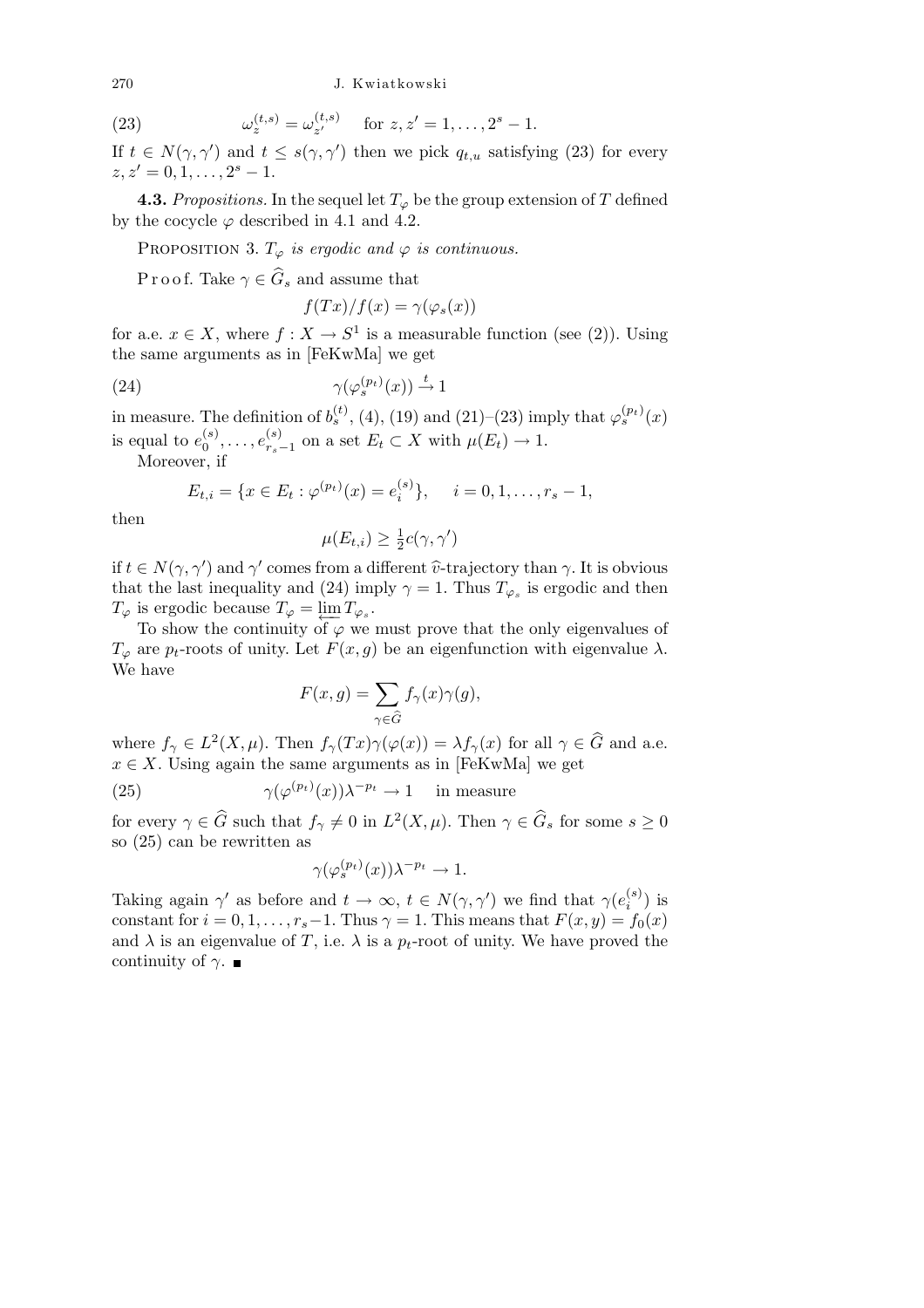$$\omega_z^{(t,s)} = \omega_{z'}^{(t,s)} \quad \text{for } z, z' = 1, \ldots, 2^s - 1. \tag{23}$$

If $t \in N(\gamma, \gamma')$ and $t \leq s(\gamma, \gamma')$ then we pick $q_{t,u}$ satisfying (23) for every $z, z' = 0, 1, \ldots, 2^s - 1$.

**4.3.** *Propositions.* In the sequel let $T_\varphi$ be the group extension of $T$ defined by the cocycle $\varphi$ described in 4.1 and 4.2.

PROPOSITION 3. *$T_\varphi$ is ergodic and $\varphi$ is continuous.*

Proof. Take $\gamma \in \widehat{G}_s$ and assume that

$$f(Tx)/f(x) = \gamma(\varphi_s(x))$$

for a.e. $x \in X$, where $f : X \to S^1$ is a measurable function (see (2)). Using the same arguments as in [FeKwMa] we get

$$\gamma(\varphi_s^{(p_t)}(x)) \xrightarrow{t} 1 \tag{24}$$

in measure. The definition of $b_s^{(t)}$, (4), (19) and (21)–(23) imply that $\varphi_s^{(p_t)}(x)$ is equal to $e_0^{(s)}, \ldots, e_{r_s-1}^{(s)}$ on a set $E_t \subset X$ with $\mu(E_t) \to 1$.

Moreover, if

$$E_{t,i} = \{x \in E_t : \varphi^{(p_t)}(x) = e_i^{(s)}\}, \quad i = 0, 1, \ldots, r_s - 1,$$

then

$$\mu(E_{t,i}) \geq \tfrac{1}{2} c(\gamma, \gamma')$$

if $t \in N(\gamma, \gamma')$ and $\gamma'$ comes from a different $\widehat{v}$-trajectory than $\gamma$. It is obvious that the last inequality and (24) imply $\gamma = 1$. Thus $T_{\varphi_s}$ is ergodic and then $T_\varphi$ is ergodic because $T_\varphi = \varprojlim T_{\varphi_s}$.

To show the continuity of $\varphi$ we must prove that the only eigenvalues of $T_\varphi$ are $p_t$-roots of unity. Let $F(x, g)$ be an eigenfunction with eigenvalue $\lambda$. We have

$$F(x, g) = \sum_{\gamma \in \widehat{G}} f_\gamma(x) \gamma(g),$$

where $f_\gamma \in L^2(X, \mu)$. Then $f_\gamma(Tx)\gamma(\varphi(x)) = \lambda f_\gamma(x)$ for all $\gamma \in \widehat{G}$ and a.e. $x \in X$. Using again the same arguments as in [FeKwMa] we get

$$\gamma(\varphi^{(p_t)}(x))\lambda^{-p_t} \to 1 \quad \text{in measure} \tag{25}$$

for every $\gamma \in \widehat{G}$ such that $f_\gamma \neq 0$ in $L^2(X, \mu)$. Then $\gamma \in \widehat{G}_s$ for some $s \geq 0$ so (25) can be rewritten as

$$\gamma(\varphi_s^{(p_t)}(x))\lambda^{-p_t} \to 1.$$

Taking again $\gamma'$ as before and $t \to \infty$, $t \in N(\gamma, \gamma')$ we find that $\gamma(e_i^{(s)})$ is constant for $i = 0, 1, \ldots, r_s - 1$. Thus $\gamma = 1$. This means that $F(x, y) = f_0(x)$ and $\lambda$ is an eigenvalue of $T$, i.e. $\lambda$ is a $p_t$-root of unity. We have proved the continuity of $\gamma$. ∎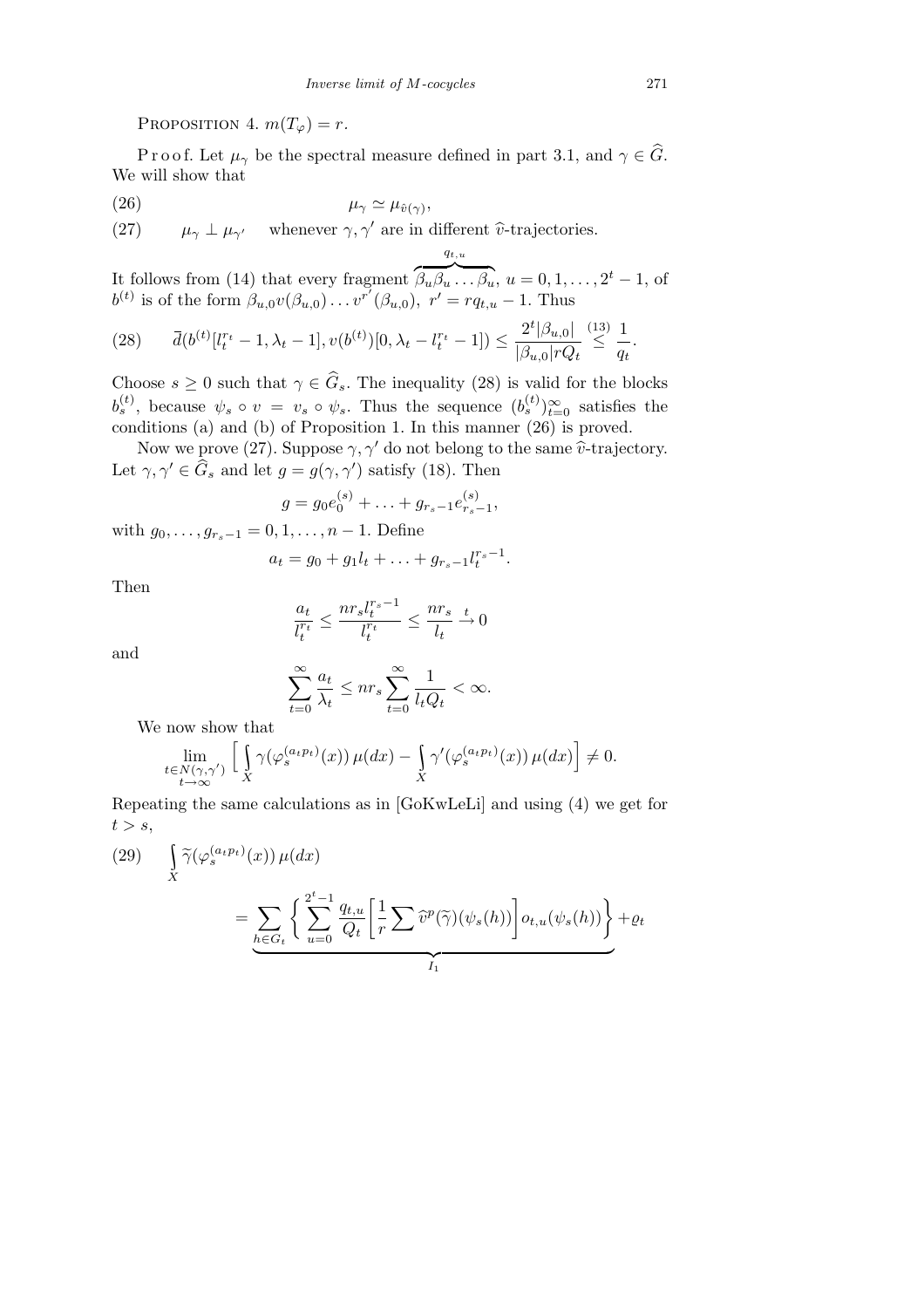PROPOSITION 4. $m(T_\varphi) = r$.

P r o o f. Let $\mu_\gamma$ be the spectral measure defined in part 3.1, and $\gamma \in \widehat{G}$. We will show that

$$\mu_\gamma \simeq \mu_{\widehat{v}(\gamma)}, \tag{26}$$

$$\mu_\gamma \perp \mu_{\gamma'} \quad \text{whenever } \gamma, \gamma' \text{ are in different } \widehat{v}\text{-trajectories.} \tag{27}$$

It follows from (14) that every fragment $\overbrace{\beta_u\beta_u\ldots\beta_u}^{q_{t,u}}$, $u = 0, 1, \ldots, 2^t - 1$, of $b^{(t)}$ is of the form $\beta_{u,0}v(\beta_{u,0})\ldots v^{r'}(\beta_{u,0})$, $r' = rq_{t,u} - 1$. Thus

$$\overline{d}(b^{(t)}[l_t^{r_t} - 1, \lambda_t - 1], v(b^{(t)})[0, \lambda_t - l_t^{r_t} - 1]) \leq \frac{2^t|\beta_{u,0}|}{|\beta_{u,0}|rQ_t} \overset{(13)}{\leq} \frac{1}{q_t}. \tag{28}$$

Choose $s \geq 0$ such that $\gamma \in \widehat{G}_s$. The inequality (28) is valid for the blocks $b_s^{(t)}$, because $\psi_s \circ v = v_s \circ \psi_s$. Thus the sequence $(b_s^{(t)})_{t=0}^\infty$ satisfies the conditions (a) and (b) of Proposition 1. In this manner (26) is proved.

Now we prove (27). Suppose $\gamma, \gamma'$ do not belong to the same $\widehat{v}$-trajectory. Let $\gamma, \gamma' \in \widehat{G}_s$ and let $g = g(\gamma, \gamma')$ satisfy (18). Then

$$g = g_0 e_0^{(s)} + \ldots + g_{r_s - 1}e_{r_s-1}^{(s)},$$

with $g_0, \ldots, g_{r_s-1} = 0, 1, \ldots, n-1$. Define

$$a_t = g_0 + g_1 l_t + \ldots + g_{r_s-1}l_t^{r_s-1}.$$

Then

$$\frac{a_t}{l_t^{r_t}} \leq \frac{nr_s l_t^{r_s-1}}{l_t^{r_t}} \leq \frac{nr_s}{l_t} \xrightarrow{t} 0$$

and

$$\sum_{t=0}^\infty \frac{a_t}{\lambda_t} \leq nr_s \sum_{t=0}^\infty \frac{1}{l_t Q_t} < \infty.$$

We now show that

$$\lim_{\substack{t \in N(\gamma,\gamma') \\ t \to \infty}} \Big[\int_X \gamma(\varphi_s^{(a_t p_t)}(x))\,\mu(dx) - \int_X \gamma'(\varphi_s^{(a_t p_t)}(x))\,\mu(dx)\Big] \neq 0.$$

Repeating the same calculations as in [GoKwLeLi] and using (4) we get for $t > s$,

$$\int_X \widetilde{\gamma}(\varphi_s^{(a_t p_t)}(x))\,\mu(dx) = \underbrace{\sum_{h \in G_t} \bigg\{ \sum_{u=0}^{2^t-1} \frac{q_{t,u}}{Q_t} \Big[\frac{1}{r} \sum \widehat{v}^p(\widetilde{\gamma})(\psi_s(h))\Big] o_{t,u}(\psi_s(h))\bigg\}}_{I_1} + \varrho_t \tag{29}$$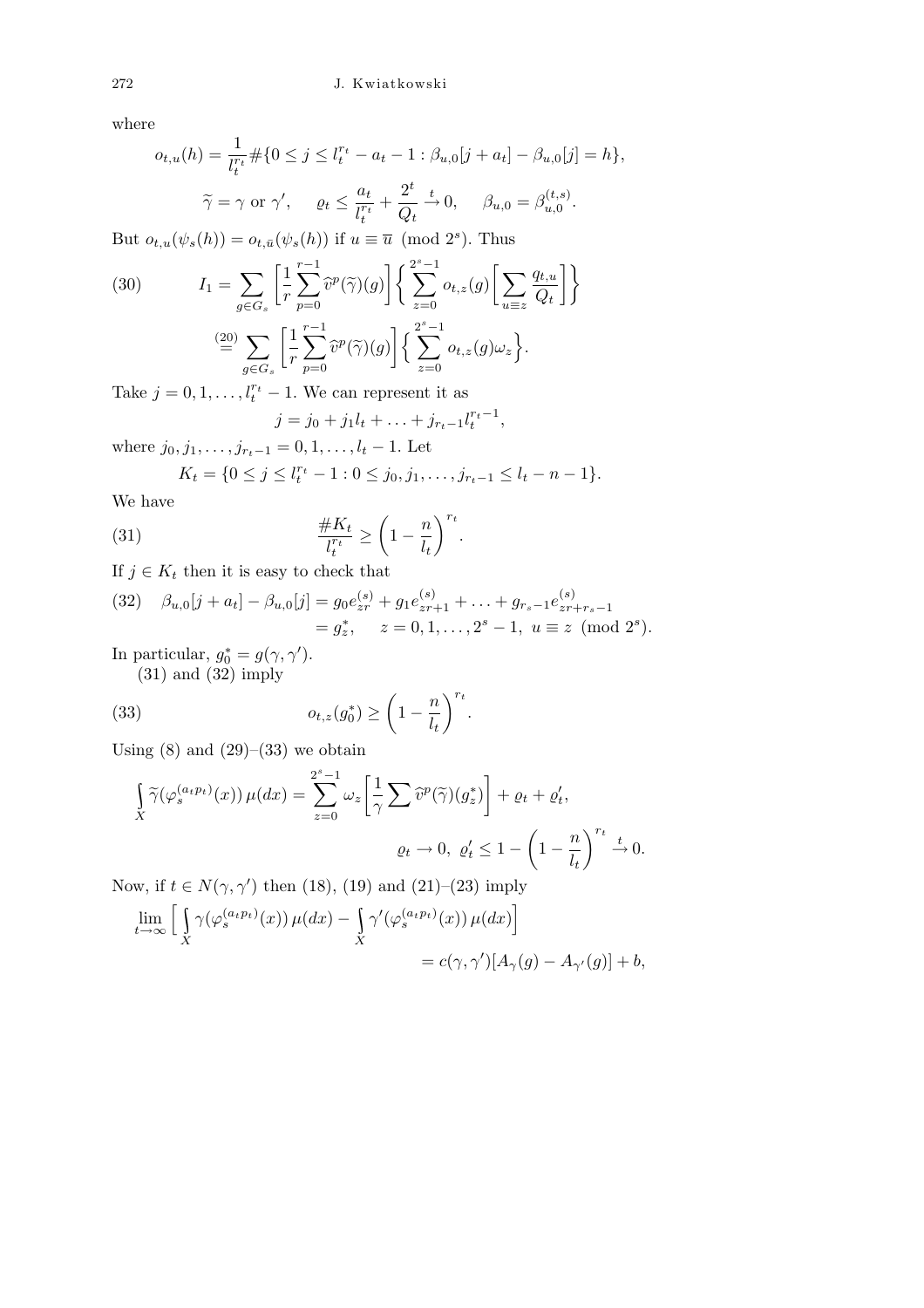where

$$o_{t,u}(h) = \frac{1}{l_t^{r_t}} \#\{0 \le j \le l_t^{r_t} - a_t - 1 : \beta_{u,0}[j + a_t] - \beta_{u,0}[j] = h\},$$

$$\widetilde{\gamma} = \gamma \text{ or } \gamma', \qquad \varrho_t \le \frac{a_t}{l_t^{r_t}} + \frac{2^t}{Q_t} \xrightarrow{t} 0, \qquad \beta_{u,0} = \beta_{u,0}^{(t,s)}.$$

But $o_{t,u}(\psi_s(h)) = o_{t,\overline{u}}(\psi_s(h))$ if $u \equiv \overline{u} \pmod{2^s}$. Thus

$$I_1 = \sum_{g \in G_s} \left[ \frac{1}{r} \sum_{p=0}^{r-1} \widehat{v}^p(\widetilde{\gamma})(g) \right] \left\{ \sum_{z=0}^{2^s-1} o_{t,z}(g) \left[ \sum_{u \equiv z} \frac{q_{t,u}}{Q_t} \right] \right\} \tag{30}$$

$$\stackrel{(20)}{=} \sum_{g \in G_s} \left[ \frac{1}{r} \sum_{p=0}^{r-1} \widehat{v}^p(\widetilde{\gamma})(g) \right] \left\{ \sum_{z=0}^{2^s-1} o_{t,z}(g) \omega_z \right\}.$$

Take $j = 0, 1, \ldots, l_t^{r_t} - 1$. We can represent it as

$$j = j_0 + j_1 l_t + \ldots + j_{r_t - 1} l_t^{r_t - 1},$$

where $j_0, j_1, \ldots, j_{r_t-1} = 0, 1, \ldots, l_t - 1$. Let

$$K_t = \{0 \le j \le l_t^{r_t} - 1 : 0 \le j_0, j_1, \ldots, j_{r_t-1} \le l_t - n - 1\}.$$

We have

$$\frac{\# K_t}{l_t^{r_t}} \ge \left(1 - \frac{n}{l_t}\right)^{r_t}. \tag{31}$$

If $j \in K_t$ then it is easy to check that

$$\begin{aligned} \beta_{u,0}[j + a_t] - \beta_{u,0}[j] &= g_0 e_{zr}^{(s)} + g_1 e_{zr+1}^{(s)} + \ldots + g_{r_s - 1} e_{zr + r_s - 1}^{(s)} \\ &= g_z^*, \qquad z = 0, 1, \ldots, 2^s - 1, \ u \equiv z \pmod{2^s}. \end{aligned} \tag{32}$$

In particular, $g_0^* = g(\gamma, \gamma')$.

(31) and (32) imply

$$o_{t,z}(g_0^*) \ge \left(1 - \frac{n}{l_t}\right)^{r_t}. \tag{33}$$

Using (8) and (29)–(33) we obtain

$$\int_X \widetilde{\gamma}(\varphi_s^{(a_t p_t)}(x))\, \mu(dx) = \sum_{z=0}^{2^s-1} \omega_z \left[ \frac{1}{\gamma} \sum \widehat{v}^p(\widetilde{\gamma})(g_z^*) \right] + \varrho_t + \varrho_t',$$

$$\varrho_t \to 0, \ \varrho_t' \le 1 - \left(1 - \frac{n}{l_t}\right)^{r_t} \xrightarrow{t} 0.$$

Now, if $t \in N(\gamma, \gamma')$ then (18), (19) and (21)–(23) imply

$$\lim_{t \to \infty} \Big[ \int_X \gamma(\varphi_s^{(a_t p_t)}(x))\, \mu(dx) - \int_X \gamma'(\varphi_s^{(a_t p_t)}(x))\, \mu(dx) \Big] = c(\gamma, \gamma')[A_\gamma(g) - A_{\gamma'}(g)] + b,$$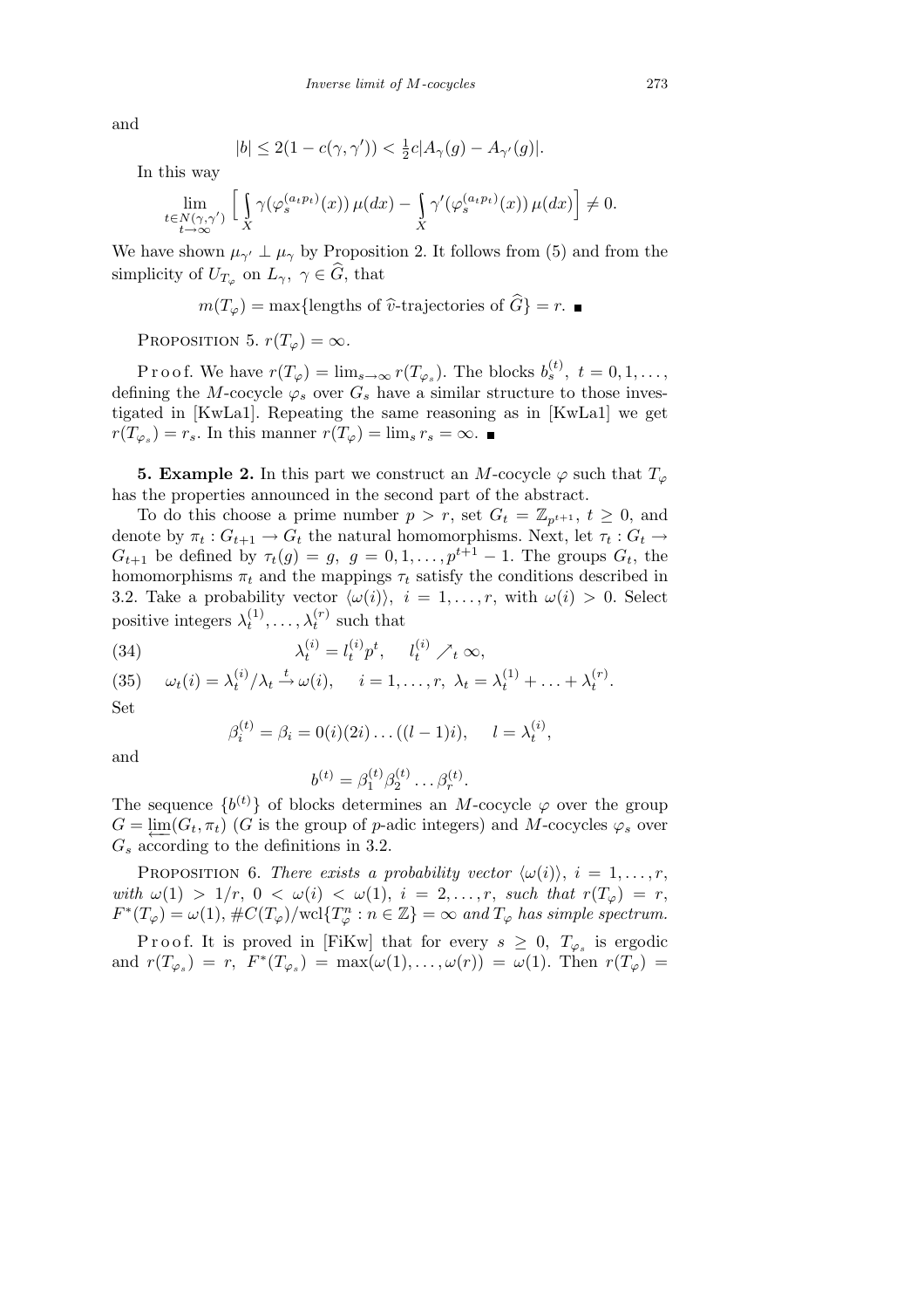and

$$|b| \leq 2(1 - c(\gamma, \gamma')) < \tfrac{1}{2} c |A_\gamma(g) - A_{\gamma'}(g)|.$$

In this way

$$\lim_{\substack{t \in N(\gamma,\gamma') \\ t \to \infty}} \Big[ \int_X \gamma(\varphi_s^{(a_t p_t)}(x)) \, \mu(dx) - \int_X \gamma'(\varphi_s^{(a_t p_t)}(x)) \, \mu(dx) \Big] \neq 0.$$

We have shown $\mu_{\gamma'} \perp \mu_\gamma$ by Proposition 2. It follows from (5) and from the simplicity of $U_{T_\varphi}$ on $L_\gamma$, $\gamma \in \widehat{G}$, that

$$m(T_\varphi) = \max\{\text{lengths of } \widehat{v}\text{-trajectories of } \widehat{G}\} = r. \ \blacksquare$$

Proposition 5. $r(T_\varphi) = \infty$.

Proof. We have $r(T_\varphi) = \lim_{s \to \infty} r(T_{\varphi_s})$. The blocks $b_s^{(t)}$, $t = 0, 1, \ldots$, defining the $M$-cocycle $\varphi_s$ over $G_s$ have a similar structure to those investigated in [KwLa1]. Repeating the same reasoning as in [KwLa1] we get $r(T_{\varphi_s}) = r_s$. In this manner $r(T_\varphi) = \lim_s r_s = \infty$. $\blacksquare$

**5. Example 2.** In this part we construct an $M$-cocycle $\varphi$ such that $T_\varphi$ has the properties announced in the second part of the abstract.

To do this choose a prime number $p > r$, set $G_t = \mathbb{Z}_{p^{t+1}}$, $t \geq 0$, and denote by $\pi_t : G_{t+1} \to G_t$ the natural homomorphisms. Next, let $\tau_t : G_t \to G_{t+1}$ be defined by $\tau_t(g) = g$, $g = 0, 1, \ldots, p^{t+1} - 1$. The groups $G_t$, the homomorphisms $\pi_t$ and the mappings $\tau_t$ satisfy the conditions described in 3.2. Take a probability vector $\langle \omega(i) \rangle$, $i = 1, \ldots, r$, with $\omega(i) > 0$. Select positive integers $\lambda_t^{(1)}, \ldots, \lambda_t^{(r)}$ such that

$$\lambda_t^{(i)} = l_t^{(i)} p^t, \quad l_t^{(i)} \nearrow_t \infty, \tag{34}$$

$$\omega_t(i) = \lambda_t^{(i)} / \lambda_t \xrightarrow{t} \omega(i), \quad i = 1, \ldots, r, \ \lambda_t = \lambda_t^{(1)} + \ldots + \lambda_t^{(r)}. \tag{35}$$

Set

$$\beta_i^{(t)} = \beta_i = 0(i)(2i)\ldots((l-1)i), \quad l = \lambda_t^{(i)},$$

and

$$b^{(t)} = \beta_1^{(t)} \beta_2^{(t)} \ldots \beta_r^{(t)}.$$

The sequence $\{b^{(t)}\}$ of blocks determines an $M$-cocycle $\varphi$ over the group $G = \varprojlim(G_t, \pi_t)$ ($G$ is the group of $p$-adic integers) and $M$-cocycles $\varphi_s$ over $G_s$ according to the definitions in 3.2.

Proposition 6. *There exists a probability vector $\langle \omega(i) \rangle$, $i = 1, \ldots, r$, with $\omega(1) > 1/r$, $0 < \omega(i) < \omega(1)$, $i = 2, \ldots, r$, such that $r(T_\varphi) = r$, $F^*(T_\varphi) = \omega(1)$, $\# C(T_\varphi)/\mathrm{wcl}\{T_\varphi^n : n \in \mathbb{Z}\} = \infty$ and $T_\varphi$ has simple spectrum.*

Proof. It is proved in [FiKw] that for every $s \geq 0$, $T_{\varphi_s}$ is ergodic and $r(T_{\varphi_s}) = r$, $F^*(T_{\varphi_s}) = \max(\omega(1), \ldots, \omega(r)) = \omega(1)$. Then $r(T_\varphi) =$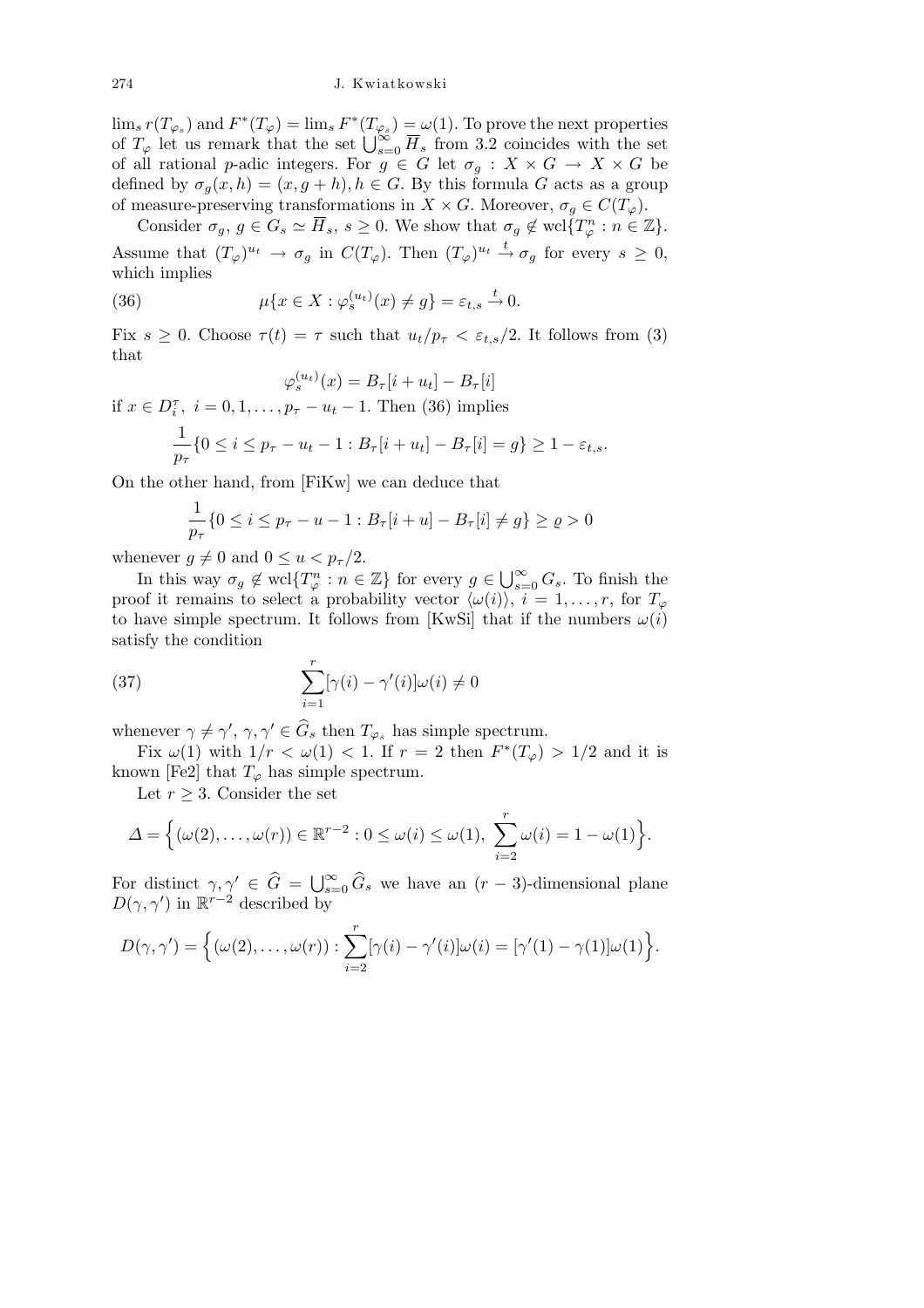$\lim_s r(T_{\varphi_s})$ and $F^*(T_\varphi) = \lim_s F^*(T_{\varphi_s}) = \omega(1)$. To prove the next properties of $T_\varphi$ let us remark that the set $\bigcup_{s=0}^{\infty} \overline{H}_s$ from 3.2 coincides with the set of all rational $p$-adic integers. For $g \in G$ let $\sigma_g : X \times G \to X \times G$ be defined by $\sigma_g(x,h) = (x, g+h), h \in G$. By this formula $G$ acts as a group of measure-preserving transformations in $X \times G$. Moreover, $\sigma_g \in C(T_\varphi)$.

Consider $\sigma_g$, $g \in G_s \simeq \overline{H}_s$, $s \geq 0$. We show that $\sigma_g \notin \mathrm{wcl}\{T_\varphi^n : n \in \mathbb{Z}\}$. Assume that $(T_\varphi)^{u_t} \to \sigma_g$ in $C(T_\varphi)$. Then $(T_\varphi)^{u_t} \xrightarrow{t} \sigma_g$ for every $s \geq 0$, which implies

$$\mu\{x \in X : \varphi_s^{(u_t)}(x) \neq g\} = \varepsilon_{t,s} \xrightarrow{t} 0. \tag{36}$$

Fix $s \geq 0$. Choose $\tau(t) = \tau$ such that $u_t/p_\tau < \varepsilon_{t,s}/2$. It follows from (3) that

$$\varphi_s^{(u_t)}(x) = B_\tau[i + u_t] - B_\tau[i]$$

if $x \in D_i^\tau$, $i = 0, 1, \ldots, p_\tau - u_t - 1$. Then (36) implies

$$\frac{1}{p_\tau}\{0 \leq i \leq p_\tau - u_t - 1 : B_\tau[i + u_t] - B_\tau[i] = g\} \geq 1 - \varepsilon_{t,s}.$$

On the other hand, from [FiKw] we can deduce that

$$\frac{1}{p_\tau}\{0 \leq i \leq p_\tau - u - 1 : B_\tau[i + u] - B_\tau[i] \neq g\} \geq \varrho > 0$$

whenever $g \neq 0$ and $0 \leq u < p_\tau/2$.

In this way $\sigma_g \notin \mathrm{wcl}\{T_\varphi^n : n \in \mathbb{Z}\}$ for every $g \in \bigcup_{s=0}^{\infty} G_s$. To finish the proof it remains to select a probability vector $\langle \omega(i) \rangle$, $i = 1, \ldots, r$, for $T_\varphi$ to have simple spectrum. It follows from [KwSi] that if the numbers $\omega(i)$ satisfy the condition

$$\sum_{i=1}^{r} [\gamma(i) - \gamma'(i)]\omega(i) \neq 0 \tag{37}$$

whenever $\gamma \neq \gamma'$, $\gamma, \gamma' \in \widehat{G}_s$ then $T_{\varphi_s}$ has simple spectrum.

Fix $\omega(1)$ with $1/r < \omega(1) < 1$. If $r = 2$ then $F^*(T_\varphi) > 1/2$ and it is known [Fe2] that $T_\varphi$ has simple spectrum.

Let $r \geq 3$. Consider the set

$$\Delta = \Big\{(\omega(2), \ldots, \omega(r)) \in \mathbb{R}^{r-2} : 0 \leq \omega(i) \leq \omega(1),\ \sum_{i=2}^{r} \omega(i) = 1 - \omega(1)\Big\}.$$

For distinct $\gamma, \gamma' \in \widehat{G} = \bigcup_{s=0}^{\infty} \widehat{G}_s$ we have an $(r-3)$-dimensional plane $D(\gamma, \gamma')$ in $\mathbb{R}^{r-2}$ described by

$$D(\gamma, \gamma') = \Big\{(\omega(2), \ldots, \omega(r)) : \sum_{i=2}^{r} [\gamma(i) - \gamma'(i)]\omega(i) = [\gamma'(1) - \gamma(1)]\omega(1)\Big\}.$$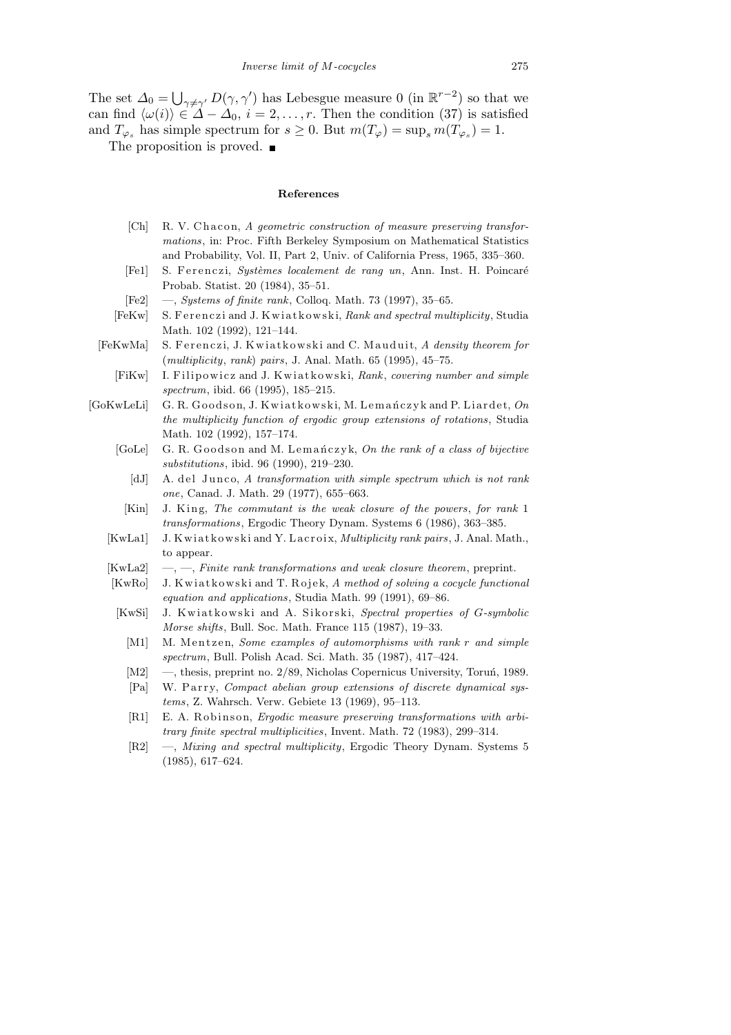The set $\Delta_0 = \bigcup_{\gamma \neq \gamma'} D(\gamma, \gamma')$ has Lebesgue measure 0 (in $\mathbb{R}^{r-2}$) so that we can find $\langle \omega(i) \rangle \in \Delta - \Delta_0$, $i = 2, \ldots, r$. Then the condition (37) is satisfied and $T_{\varphi_s}$ has simple spectrum for $s \geq 0$. But $m(T_\varphi) = \sup_s m(T_{\varphi_s}) = 1$.

The proposition is proved. ∎

## References

[Ch] R. V. Chacon, *A geometric construction of measure preserving transformations*, in: Proc. Fifth Berkeley Symposium on Mathematical Statistics and Probability, Vol. II, Part 2, Univ. of California Press, 1965, 335–360.

[Fe1] S. Ferenczi, *Systèmes localement de rang un*, Ann. Inst. H. Poincaré Probab. Statist. 20 (1984), 35–51.

[Fe2] —, *Systems of finite rank*, Colloq. Math. 73 (1997), 35–65.

[FeKw] S. Ferenczi and J. Kwiatkowski, *Rank and spectral multiplicity*, Studia Math. 102 (1992), 121–144.

[FeKwMa] S. Ferenczi, J. Kwiatkowski and C. Mauduit, *A density theorem for (multiplicity, rank) pairs*, J. Anal. Math. 65 (1995), 45–75.

[FiKw] I. Filipowicz and J. Kwiatkowski, *Rank, covering number and simple spectrum*, ibid. 66 (1995), 185–215.

[GoKwLeLi] G. R. Goodson, J. Kwiatkowski, M. Lemańczyk and P. Liardet, *On the multiplicity function of ergodic group extensions of rotations*, Studia Math. 102 (1992), 157–174.

[GoLe] G. R. Goodson and M. Lemańczyk, *On the rank of a class of bijective substitutions*, ibid. 96 (1990), 219–230.

[dJ] A. del Junco, *A transformation with simple spectrum which is not rank one*, Canad. J. Math. 29 (1977), 655–663.

[Kin] J. King, *The commutant is the weak closure of the powers, for rank 1 transformations*, Ergodic Theory Dynam. Systems 6 (1986), 363–385.

[KwLa1] J. Kwiatkowski and Y. Lacroix, *Multiplicity rank pairs*, J. Anal. Math., to appear.

[KwLa2] —, —, *Finite rank transformations and weak closure theorem*, preprint.

[KwRo] J. Kwiatkowski and T. Rojek, *A method of solving a cocycle functional equation and applications*, Studia Math. 99 (1991), 69–86.

[KwSi] J. Kwiatkowski and A. Sikorski, *Spectral properties of G-symbolic Morse shifts*, Bull. Soc. Math. France 115 (1987), 19–33.

[M1] M. Mentzen, *Some examples of automorphisms with rank r and simple spectrum*, Bull. Polish Acad. Sci. Math. 35 (1987), 417–424.

[M2] —, thesis, preprint no. 2/89, Nicholas Copernicus University, Toruń, 1989.

[Pa] W. Parry, *Compact abelian group extensions of discrete dynamical systems*, Z. Wahrsch. Verw. Gebiete 13 (1969), 95–113.

[R1] E. A. Robinson, *Ergodic measure preserving transformations with arbitrary finite spectral multiplicities*, Invent. Math. 72 (1983), 299–314.

[R2] —, *Mixing and spectral multiplicity*, Ergodic Theory Dynam. Systems 5 (1985), 617–624.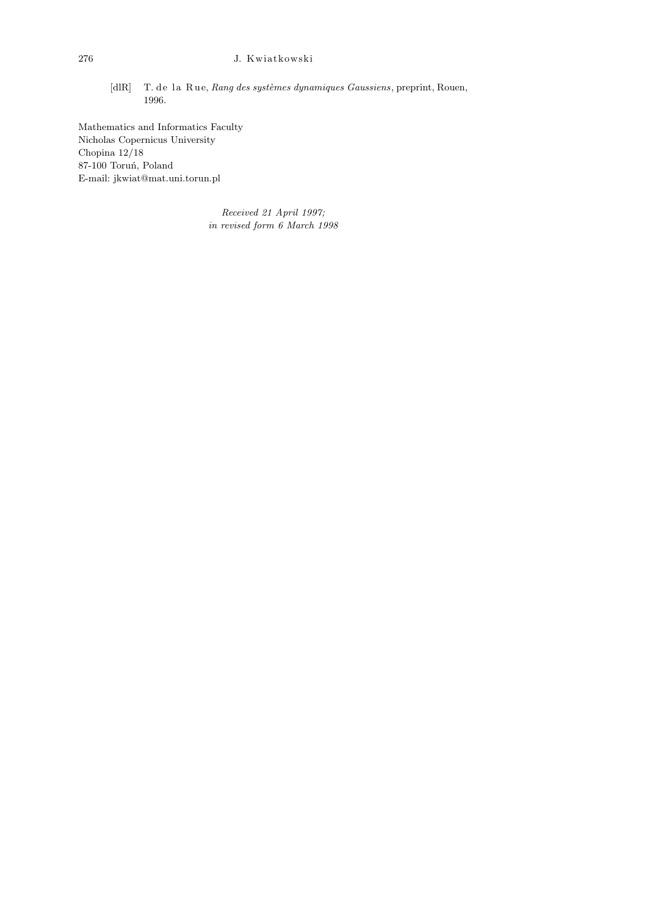[dlR] T. de la Rue, *Rang des systèmes dynamiques Gaussiens*, preprint, Rouen, 1996.

Mathematics and Informatics Faculty
Nicholas Copernicus University
Chopina 12/18
87-100 Toruń, Poland
E-mail: jkwiat@mat.uni.torun.pl

*Received 21 April 1997;*
*in revised form 6 March 1998*